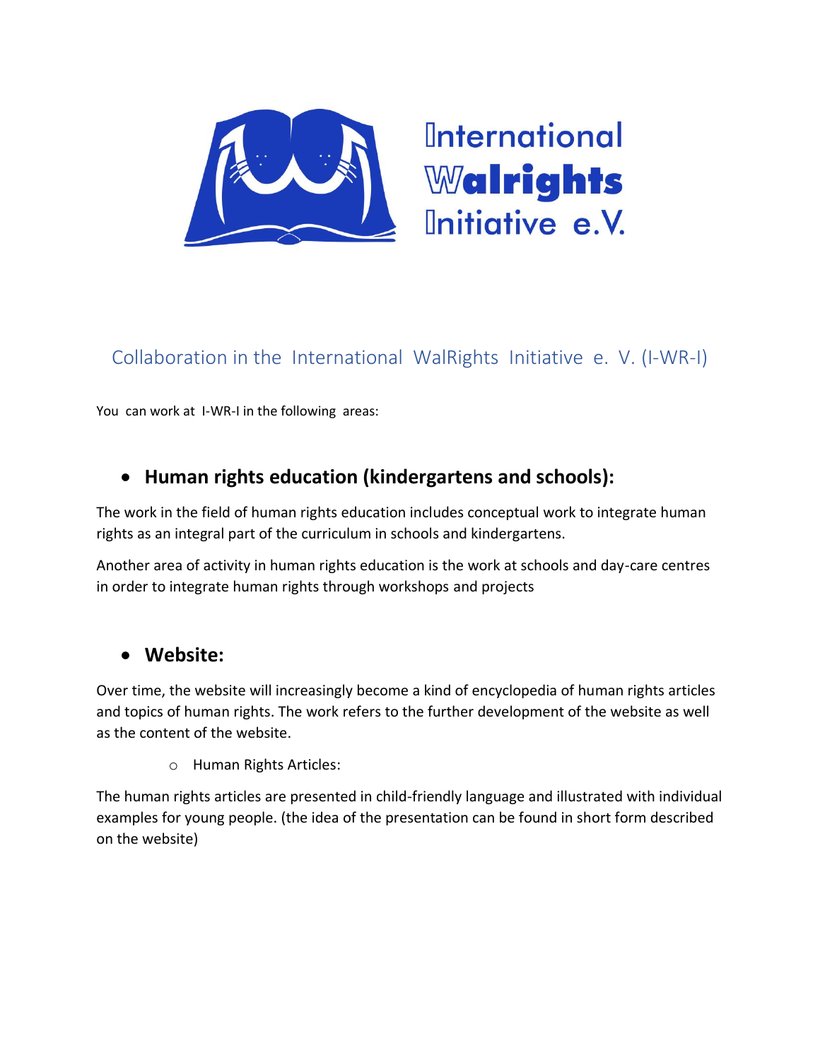International Walrights Initiative e.V.

## Collaboration in the International WalRights Initiative e. V. (I-WR-I)

You can work at I-WR-I in the following areas:

- **Human rights education (kindergartens and schools):**

The work in the field of human rights education includes conceptual work to integrate human rights as an integral part of the curriculum in schools and kindergartens.

Another area of activity in human rights education is the work at schools and day-care centres in order to integrate human rights through workshops and projects

- **Website:**

Over time, the website will increasingly become a kind of encyclopedia of human rights articles and topics of human rights. The work refers to the further development of the website as well as the content of the website.

  - Human Rights Articles:

The human rights articles are presented in child-friendly language and illustrated with individual examples for young people. (the idea of the presentation can be found in short form described on the website)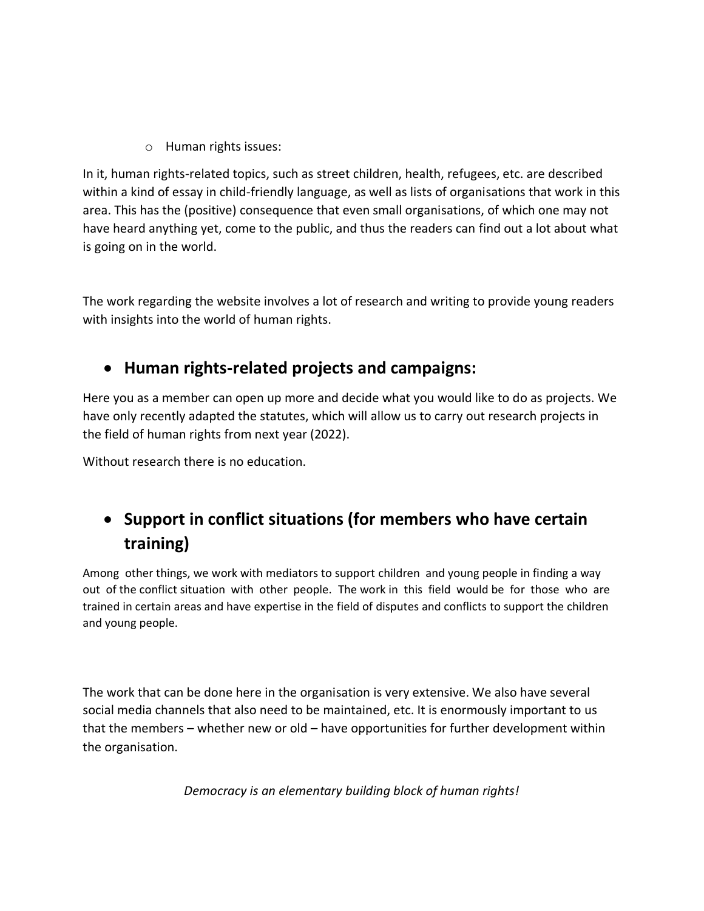- Human rights issues:

In it, human rights-related topics, such as street children, health, refugees, etc. are described within a kind of essay in child-friendly language, as well as lists of organisations that work in this area. This has the (positive) consequence that even small organisations, of which one may not have heard anything yet, come to the public, and thus the readers can find out a lot about what is going on in the world.

The work regarding the website involves a lot of research and writing to provide young readers with insights into the world of human rights.

- ## Human rights-related projects and campaigns:

Here you as a member can open up more and decide what you would like to do as projects. We have only recently adapted the statutes, which will allow us to carry out research projects in the field of human rights from next year (2022).

Without research there is no education.

- ## Support in conflict situations (for members who have certain training)

Among other things, we work with mediators to support children and young people in finding a way out of the conflict situation with other people. The work in this field would be for those who are trained in certain areas and have expertise in the field of disputes and conflicts to support the children and young people.

The work that can be done here in the organisation is very extensive. We also have several social media channels that also need to be maintained, etc. It is enormously important to us that the members – whether new or old – have opportunities for further development within the organisation.

*Democracy is an elementary building block of human rights!*